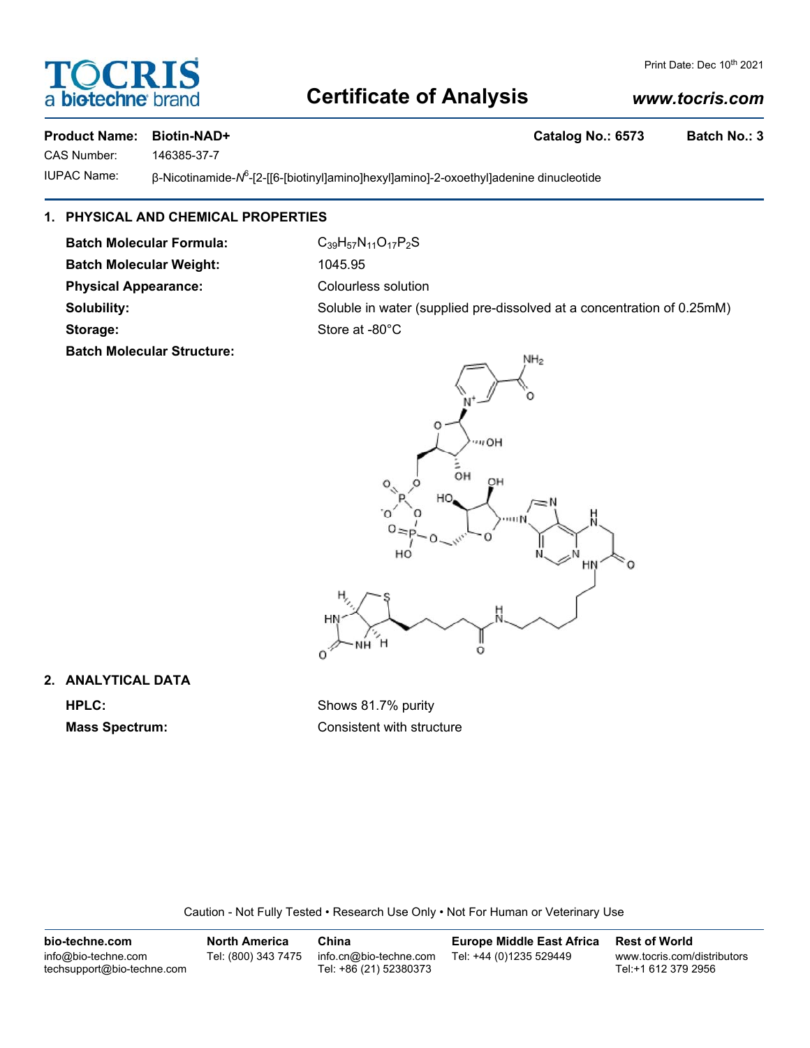Print Date: Dec 10th 2021

# TOCRIS a biotechne brand

# Certificate of Analysis

*www.tocris.com*

**Product Name:** **Biotin-NAD+** **Catalog No.: 6573** **Batch No.: 3**

CAS Number: 146385-37-7

IUPAC Name: β-Nicotinamide-$N^6$-[2-[[6-[biotinyl]amino]hexyl]amino]-2-oxoethyl]adenine dinucleotide

## 1. PHYSICAL AND CHEMICAL PROPERTIES

**Batch Molecular Formula:** $C_{39}H_{57}N_{11}O_{17}P_2S$

**Batch Molecular Weight:** 1045.95

**Physical Appearance:** Colourless solution

**Solubility:** Soluble in water (supplied pre-dissolved at a concentration of 0.25mM)

**Storage:** Store at -80°C

**Batch Molecular Structure:**

## 2. ANALYTICAL DATA

**HPLC:** Shows 81.7% purity

**Mass Spectrum:** Consistent with structure

Caution - Not Fully Tested • Research Use Only • Not For Human or Veterinary Use

| bio-techne.com | North America | China | Europe Middle East Africa | Rest of World |
|---|---|---|---|---|
| info@bio-techne.com<br>techsupport@bio-techne.com | Tel: (800) 343 7475 | info.cn@bio-techne.com<br>Tel: +86 (21) 52380373 | Tel: +44 (0)1235 529449 | www.tocris.com/distributors<br>Tel:+1 612 379 2956 |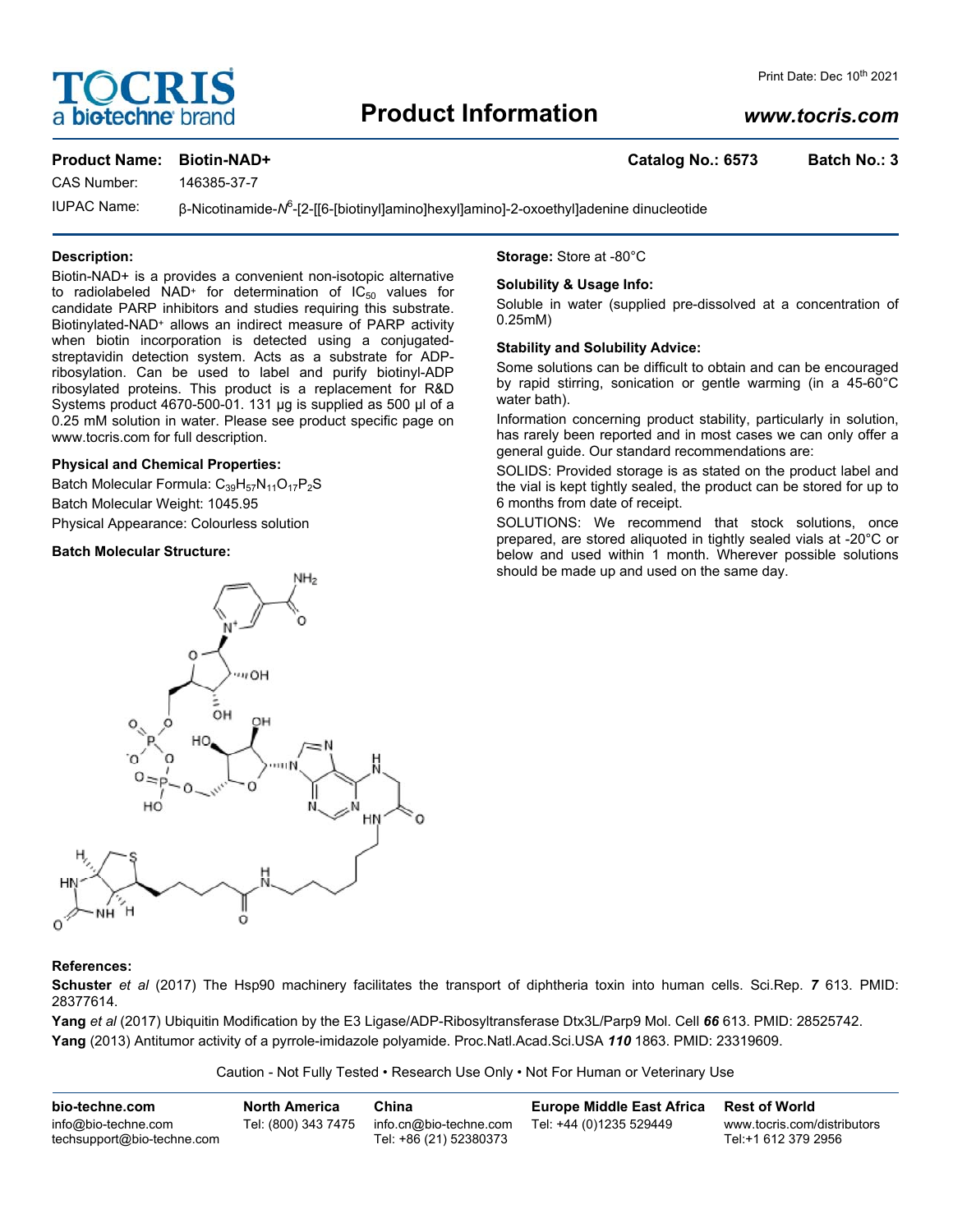# Product Information

Print Date: Dec 10th 2021

www.tocris.com

**Product Name: Biotin-NAD+** **Catalog No.: 6573** **Batch No.: 3**

CAS Number: 146385-37-7

IUPAC Name: β-Nicotinamide-$N^6$-[2-[[6-[biotinyl]amino]hexyl]amino]-2-oxoethyl]adenine dinucleotide

### Description:

Biotin-NAD+ is a provides a convenient non-isotopic alternative to radiolabeled $NAD^+$ for determination of $IC_{50}$ values for candidate PARP inhibitors and studies requiring this substrate. Biotinylated-$NAD^+$ allows an indirect measure of PARP activity when biotin incorporation is detected using a conjugated-streptavidin detection system. Acts as a substrate for ADP-ribosylation. Can be used to label and purify biotinyl-ADP ribosylated proteins. This product is a replacement for R&D Systems product 4670-500-01. 131 μg is supplied as 500 μl of a 0.25 mM solution in water. Please see product specific page on www.tocris.com for full description.

### Physical and Chemical Properties:

Batch Molecular Formula: $C_{39}H_{57}N_{11}O_{17}P_2S$

Batch Molecular Weight: 1045.95

Physical Appearance: Colourless solution

### Batch Molecular Structure:

### Storage: Store at -80°C

### Solubility & Usage Info:

Soluble in water (supplied pre-dissolved at a concentration of 0.25mM)

### Stability and Solubility Advice:

Some solutions can be difficult to obtain and can be encouraged by rapid stirring, sonication or gentle warming (in a 45-60°C water bath).

Information concerning product stability, particularly in solution, has rarely been reported and in most cases we can only offer a general guide. Our standard recommendations are:

SOLIDS: Provided storage is as stated on the product label and the vial is kept tightly sealed, the product can be stored for up to 6 months from date of receipt.

SOLUTIONS: We recommend that stock solutions, once prepared, are stored aliquoted in tightly sealed vials at -20°C or below and used within 1 month. Wherever possible solutions should be made up and used on the same day.

### References:

**Schuster** *et al* (2017) The Hsp90 machinery facilitates the transport of diphtheria toxin into human cells. Sci.Rep. ***7*** 613. PMID: 28377614.

**Yang** *et al* (2017) Ubiquitin Modification by the E3 Ligase/ADP-Ribosyltransferase Dtx3L/Parp9 Mol. Cell ***66*** 613. PMID: 28525742.

**Yang** (2013) Antitumor activity of a pyrrole-imidazole polyamide. Proc.Natl.Acad.Sci.USA ***110*** 1863. PMID: 23319609.

Caution - Not Fully Tested • Research Use Only • Not For Human or Veterinary Use

**bio-techne.com**
info@bio-techne.com
techsupport@bio-techne.com

**North America**
Tel: (800) 343 7475

**China**
info.cn@bio-techne.com
Tel: +86 (21) 52380373

**Europe Middle East Africa**
Tel: +44 (0)1235 529449

**Rest of World**
www.tocris.com/distributors
Tel:+1 612 379 2956